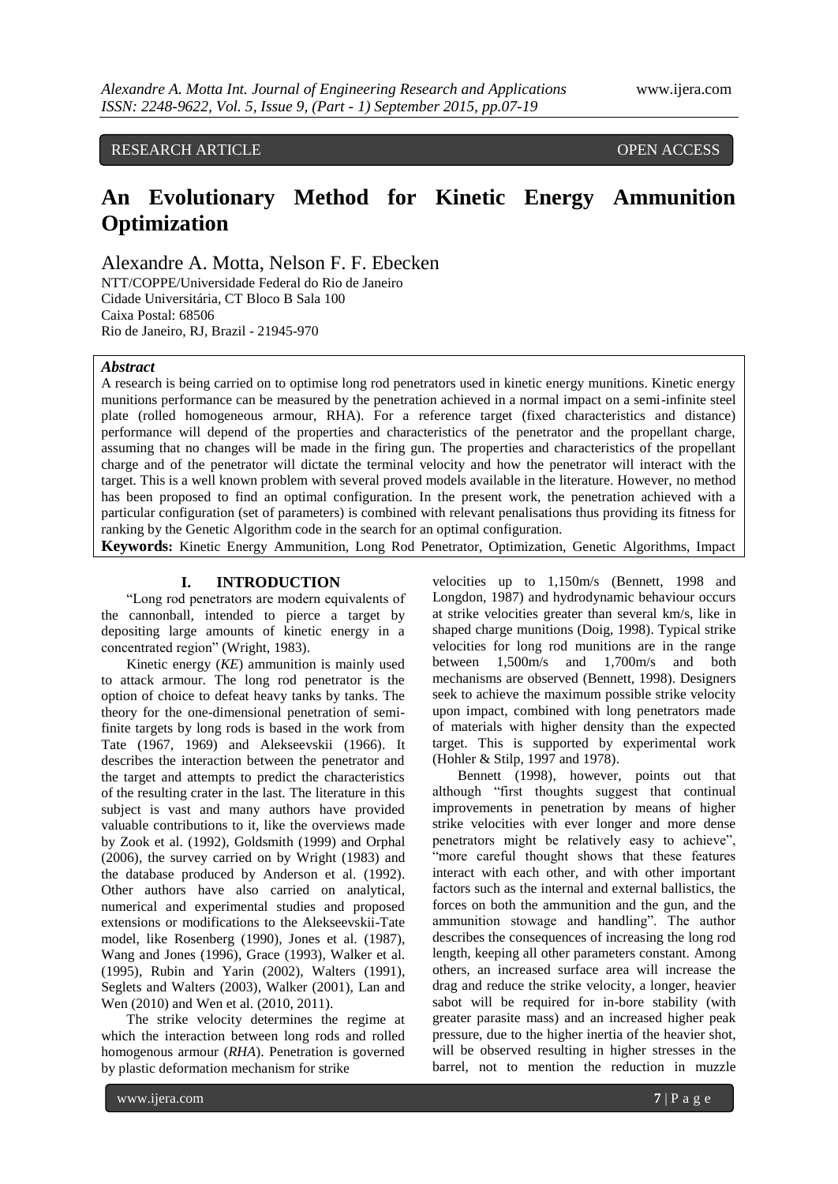RESEARCH ARTICLE OPEN ACCESS

# An Evolutionary Method for Kinetic Energy Ammunition Optimization

Alexandre A. Motta, Nelson F. F. Ebecken

NTT/COPPE/Universidade Federal do Rio de Janeiro
Cidade Universitária, CT Bloco B Sala 100
Caixa Postal: 68506
Rio de Janeiro, RJ, Brazil - 21945-970

***Abstract***

A research is being carried on to optimise long rod penetrators used in kinetic energy munitions. Kinetic energy munitions performance can be measured by the penetration achieved in a normal impact on a semi-infinite steel plate (rolled homogeneous armour, RHA). For a reference target (fixed characteristics and distance) performance will depend of the properties and characteristics of the penetrator and the propellant charge, assuming that no changes will be made in the firing gun. The properties and characteristics of the propellant charge and of the penetrator will dictate the terminal velocity and how the penetrator will interact with the target. This is a well known problem with several proved models available in the literature. However, no method has been proposed to find an optimal configuration. In the present work, the penetration achieved with a particular configuration (set of parameters) is combined with relevant penalisations thus providing its fitness for ranking by the Genetic Algorithm code in the search for an optimal configuration.

**Keywords:** Kinetic Energy Ammunition, Long Rod Penetrator, Optimization, Genetic Algorithms, Impact

## I. INTRODUCTION

"Long rod penetrators are modern equivalents of the cannonball, intended to pierce a target by depositing large amounts of kinetic energy in a concentrated region" (Wright, 1983).

Kinetic energy (*KE*) ammunition is mainly used to attack armour. The long rod penetrator is the option of choice to defeat heavy tanks by tanks. The theory for the one-dimensional penetration of semi-finite targets by long rods is based in the work from Tate (1967, 1969) and Alekseevskii (1966). It describes the interaction between the penetrator and the target and attempts to predict the characteristics of the resulting crater in the last. The literature in this subject is vast and many authors have provided valuable contributions to it, like the overviews made by Zook et al. (1992), Goldsmith (1999) and Orphal (2006), the survey carried on by Wright (1983) and the database produced by Anderson et al. (1992). Other authors have also carried on analytical, numerical and experimental studies and proposed extensions or modifications to the Alekseevskii-Tate model, like Rosenberg (1990), Jones et al. (1987), Wang and Jones (1996), Grace (1993), Walker et al. (1995), Rubin and Yarin (2002), Walters (1991), Seglets and Walters (2003), Walker (2001), Lan and Wen (2010) and Wen et al. (2010, 2011).

The strike velocity determines the regime at which the interaction between long rods and rolled homogenous armour (*RHA*). Penetration is governed by plastic deformation mechanism for strike velocities up to 1,150m/s (Bennett, 1998 and Longdon, 1987) and hydrodynamic behaviour occurs at strike velocities greater than several km/s, like in shaped charge munitions (Doig, 1998). Typical strike velocities for long rod munitions are in the range between 1,500m/s and 1,700m/s and both mechanisms are observed (Bennett, 1998). Designers seek to achieve the maximum possible strike velocity upon impact, combined with long penetrators made of materials with higher density than the expected target. This is supported by experimental work (Hohler & Stilp, 1997 and 1978).

Bennett (1998), however, points out that although "first thoughts suggest that continual improvements in penetration by means of higher strike velocities with ever longer and more dense penetrators might be relatively easy to achieve", "more careful thought shows that these features interact with each other, and with other important factors such as the internal and external ballistics, the forces on both the ammunition and the gun, and the ammunition stowage and handling". The author describes the consequences of increasing the long rod length, keeping all other parameters constant. Among others, an increased surface area will increase the drag and reduce the strike velocity, a longer, heavier sabot will be required for in-bore stability (with greater parasite mass) and an increased higher peak pressure, due to the higher inertia of the heavier shot, will be observed resulting in higher stresses in the barrel, not to mention the reduction in muzzle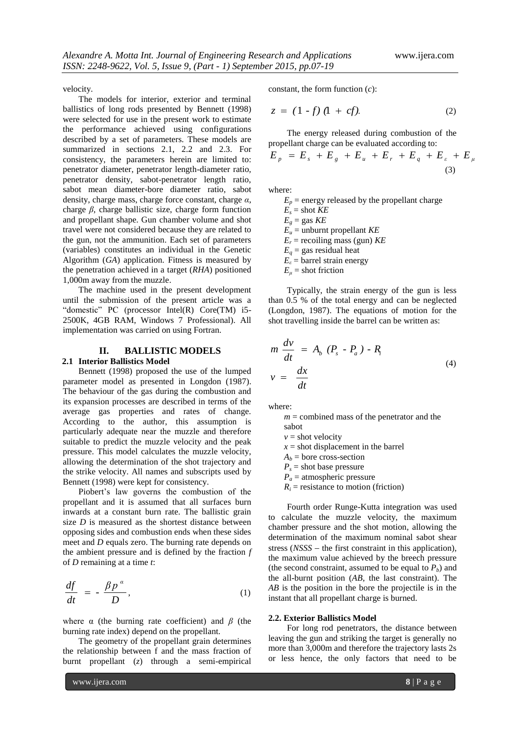velocity.

The models for interior, exterior and terminal ballistics of long rods presented by Bennett (1998) were selected for use in the present work to estimate the performance achieved using configurations described by a set of parameters. These models are summarized in sections 2.1, 2.2 and 2.3. For consistency, the parameters herein are limited to: penetrator diameter, penetrator length-diameter ratio, penetrator density, sabot-penetrator length ratio, sabot mean diameter-bore diameter ratio, sabot density, charge mass, charge force constant, charge $\alpha$, charge $\beta$, charge ballistic size, charge form function and propellant shape. Gun chamber volume and shot travel were not considered because they are related to the gun, not the ammunition. Each set of parameters (variables) constitutes an individual in the Genetic Algorithm (*GA*) application. Fitness is measured by the penetration achieved in a target (*RHA*) positioned 1,000m away from the muzzle.

The machine used in the present development until the submission of the present article was a "domestic" PC (processor Intel(R) Core(TM) i5-2500K, 4GB RAM, Windows 7 Professional). All implementation was carried on using Fortran.

## II. BALLISTIC MODELS

### 2.1 Interior Ballistics Model

Bennett (1998) proposed the use of the lumped parameter model as presented in Longdon (1987). The behaviour of the gas during the combustion and its expansion processes are described in terms of the average gas properties and rates of change. According to the author, this assumption is particularly adequate near the muzzle and therefore suitable to predict the muzzle velocity and the peak pressure. This model calculates the muzzle velocity, allowing the determination of the shot trajectory and the strike velocity. All names and subscripts used by Bennett (1998) were kept for consistency.

Piobert's law governs the combustion of the propellant and it is assumed that all surfaces burn inwards at a constant burn rate. The ballistic grain size $D$ is measured as the shortest distance between opposing sides and combustion ends when these sides meet and $D$ equals zero. The burning rate depends on the ambient pressure and is defined by the fraction $f$ of $D$ remaining at a time $t$:

$$\frac{df}{dt} = -\frac{\beta p^{\alpha}}{D}, \tag{1}$$

where $\alpha$ (the burning rate coefficient) and $\beta$ (the burning rate index) depend on the propellant.

The geometry of the propellant grain determines the relationship between f and the mass fraction of burnt propellant ($z$) through a semi-empirical constant, the form function ($c$):

$$z = (1 - f)(1 + cf). \tag{2}$$

The energy released during combustion of the propellant charge can be evaluated according to:

$$E_p = E_s + E_g + E_u + E_r + E_q + E_\varepsilon + E_\mu \tag{3}$$

where:

- $E_p$ = energy released by the propellant charge
- $E_s$ = shot *KE*
- $E_g$ = gas *KE*
- $E_u$ = unburnt propellant *KE*
- $E_r$ = recoiling mass (gun) *KE*
- $E_q$ = gas residual heat
- $E_\varepsilon$ = barrel strain energy
- $E_\mu$ = shot friction

Typically, the strain energy of the gun is less than 0.5 % of the total energy and can be neglected (Longdon, 1987). The equations of motion for the shot travelling inside the barrel can be written as:

$$m\frac{dv}{dt} = A_b(P_s - P_a) - R_l$$
$$v = \frac{dx}{dt} \tag{4}$$

where:

- $m$ = combined mass of the penetrator and the sabot
- $v$ = shot velocity
- $x$ = shot displacement in the barrel
- $A_b$ = bore cross-section
- $P_s$ = shot base pressure
- $P_a$ = atmospheric pressure
- $R_l$ = resistance to motion (friction)

Fourth order Runge-Kutta integration was used to calculate the muzzle velocity, the maximum chamber pressure and the shot motion, allowing the determination of the maximum nominal sabot shear stress (*NSSS* – the first constraint in this application), the maximum value achieved by the breech pressure (the second constraint, assumed to be equal to $P_b$) and the all-burnt position (*AB*, the last constraint). The *AB* is the position in the bore the projectile is in the instant that all propellant charge is burned.

### 2.2. Exterior Ballistics Model

For long rod penetrators, the distance between leaving the gun and striking the target is generally no more than 3,000m and therefore the trajectory lasts 2s or less hence, the only factors that need to be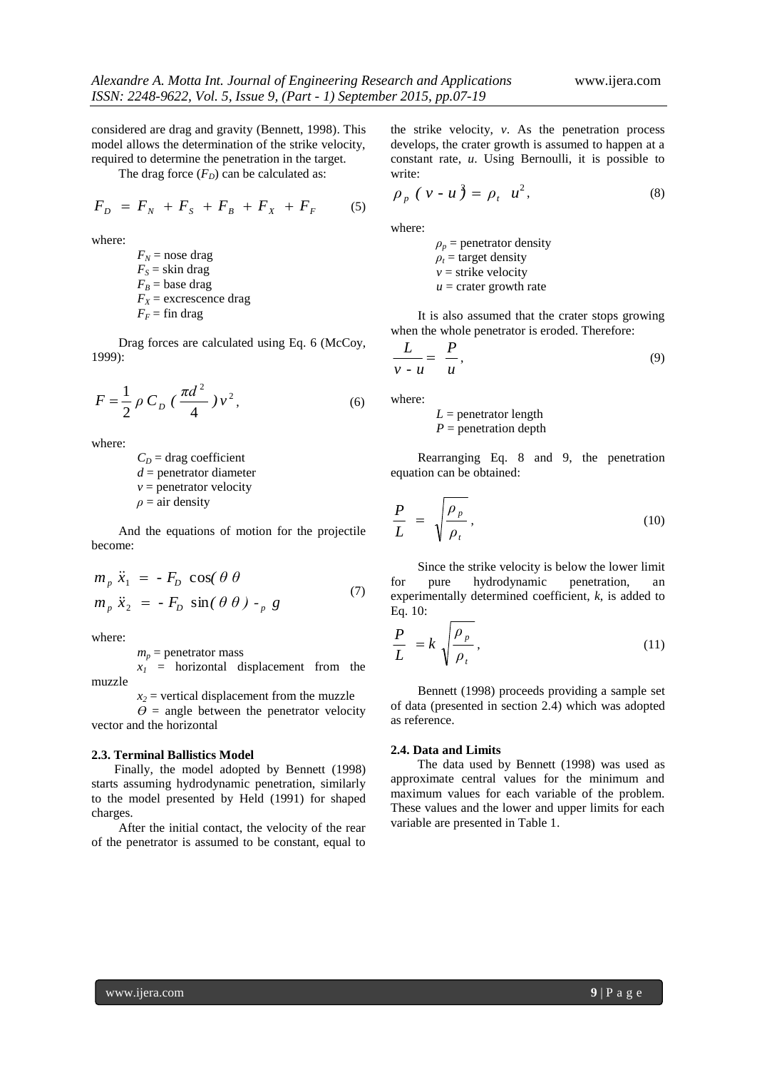considered are drag and gravity (Bennett, 1998). This model allows the determination of the strike velocity, required to determine the penetration in the target.

The drag force ($F_D$) can be calculated as:

$$F_D = F_N + F_S + F_B + F_X + F_F \tag{5}$$

where:

$F_N$ = nose drag
$F_S$ = skin drag
$F_B$ = base drag
$F_X$ = excrescence drag
$F_F$ = fin drag

Drag forces are calculated using Eq. 6 (McCoy, 1999):

$$F = \frac{1}{2} \rho C_D \left(\frac{\pi d^2}{4}\right) v^2 , \tag{6}$$

where:

$C_D$ = drag coefficient
$d$ = penetrator diameter
$v$ = penetrator velocity
$\rho$ = air density

And the equations of motion for the projectile become:

$$\begin{aligned} m_p \ddot{x}_1 &= - F_D \cos(\theta \theta \\ m_p \ddot{x}_2 &= - F_D \sin(\theta \theta) -_p g \end{aligned} \tag{7}$$

where:

$m_p$ = penetrator mass
$x_1$ = horizontal displacement from the muzzle
$x_2$ = vertical displacement from the muzzle
$\Theta$ = angle between the penetrator velocity vector and the horizontal

### 2.3. Terminal Ballistics Model

Finally, the model adopted by Bennett (1998) starts assuming hydrodynamic penetration, similarly to the model presented by Held (1991) for shaped charges.

After the initial contact, the velocity of the rear of the penetrator is assumed to be constant, equal to the strike velocity, *v*. As the penetration process develops, the crater growth is assumed to happen at a constant rate, *u*. Using Bernoulli, it is possible to write:

$$\rho_p \, (v - u)^2 = \rho_t \, u^2 , \tag{8}$$

where:

$\rho_p$ = penetrator density
$\rho_t$ = target density
$v$ = strike velocity
$u$ = crater growth rate

It is also assumed that the crater stops growing when the whole penetrator is eroded. Therefore:

$$\frac{L}{v - u} = \frac{P}{u} , \tag{9}$$

where:

$L$ = penetrator length
$P$ = penetration depth

Rearranging Eq. 8 and 9, the penetration equation can be obtained:

$$\frac{P}{L} = \sqrt{\frac{\rho_p}{\rho_t}} , \tag{10}$$

Since the strike velocity is below the lower limit for pure hydrodynamic penetration, an experimentally determined coefficient, *k*, is added to Eq. 10:

$$\frac{P}{L} = k \sqrt{\frac{\rho_p}{\rho_t}} , \tag{11}$$

Bennett (1998) proceeds providing a sample set of data (presented in section 2.4) which was adopted as reference.

### 2.4. Data and Limits

The data used by Bennett (1998) was used as approximate central values for the minimum and maximum values for each variable of the problem. These values and the lower and upper limits for each variable are presented in Table 1.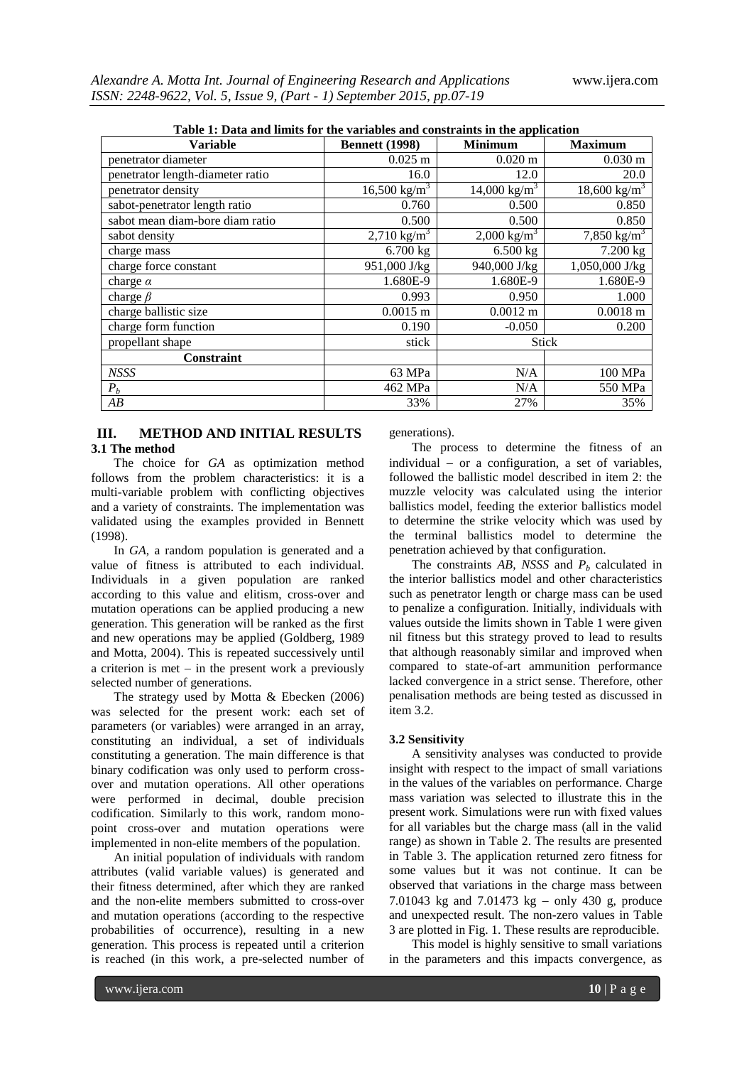**Table 1: Data and limits for the variables and constraints in the application**

| Variable | Bennett (1998) | Minimum | Maximum |
|---|---|---|---|
| penetrator diameter | 0.025 m | 0.020 m | 0.030 m |
| penetrator length-diameter ratio | 16.0 | 12.0 | 20.0 |
| penetrator density | 16,500 kg/m$^3$ | 14,000 kg/m$^3$ | 18,600 kg/m$^3$ |
| sabot-penetrator length ratio | 0.760 | 0.500 | 0.850 |
| sabot mean diam-bore diam ratio | 0.500 | 0.500 | 0.850 |
| sabot density | 2,710 kg/m$^3$ | 2,000 kg/m$^3$ | 7,850 kg/m$^3$ |
| charge mass | 6.700 kg | 6.500 kg | 7.200 kg |
| charge force constant | 951,000 J/kg | 940,000 J/kg | 1,050,000 J/kg |
| charge $\alpha$ | 1.680E-9 | 1.680E-9 | 1.680E-9 |
| charge $\beta$ | 0.993 | 0.950 | 1.000 |
| charge ballistic size | 0.0015 m | 0.0012 m | 0.0018 m |
| charge form function | 0.190 | -0.050 | 0.200 |
| propellant shape | stick | Stick | |
| **Constraint** | | | |
| *NSSS* | 63 MPa | N/A | 100 MPa |
| $P_b$ | 462 MPa | N/A | 550 MPa |
| *AB* | 33% | 27% | 35% |

## III. METHOD AND INITIAL RESULTS

### 3.1 The method

The choice for *GA* as optimization method follows from the problem characteristics: it is a multi-variable problem with conflicting objectives and a variety of constraints. The implementation was validated using the examples provided in Bennett (1998).

In *GA*, a random population is generated and a value of fitness is attributed to each individual. Individuals in a given population are ranked according to this value and elitism, cross-over and mutation operations can be applied producing a new generation. This generation will be ranked as the first and new operations may be applied (Goldberg, 1989 and Motta, 2004). This is repeated successively until a criterion is met – in the present work a previously selected number of generations.

The strategy used by Motta & Ebecken (2006) was selected for the present work: each set of parameters (or variables) were arranged in an array, constituting an individual, a set of individuals constituting a generation. The main difference is that binary codification was only used to perform cross-over and mutation operations. All other operations were performed in decimal, double precision codification. Similarly to this work, random mono-point cross-over and mutation operations were implemented in non-elite members of the population.

An initial population of individuals with random attributes (valid variable values) is generated and their fitness determined, after which they are ranked and the non-elite members submitted to cross-over and mutation operations (according to the respective probabilities of occurrence), resulting in a new generation. This process is repeated until a criterion is reached (in this work, a pre-selected number of generations).

The process to determine the fitness of an individual – or a configuration, a set of variables, followed the ballistic model described in item 2: the muzzle velocity was calculated using the interior ballistics model, feeding the exterior ballistics model to determine the strike velocity which was used by the terminal ballistics model to determine the penetration achieved by that configuration.

The constraints *AB*, *NSSS* and $P_b$ calculated in the interior ballistics model and other characteristics such as penetrator length or charge mass can be used to penalize a configuration. Initially, individuals with values outside the limits shown in Table 1 were given nil fitness but this strategy proved to lead to results that although reasonably similar and improved when compared to state-of-art ammunition performance lacked convergence in a strict sense. Therefore, other penalisation methods are being tested as discussed in item 3.2.

### 3.2 Sensitivity

A sensitivity analyses was conducted to provide insight with respect to the impact of small variations in the values of the variables on performance. Charge mass variation was selected to illustrate this in the present work. Simulations were run with fixed values for all variables but the charge mass (all in the valid range) as shown in Table 2. The results are presented in Table 3. The application returned zero fitness for some values but it was not continue. It can be observed that variations in the charge mass between 7.01043 kg and 7.01473 kg – only 430 g, produce and unexpected result. The non-zero values in Table 3 are plotted in Fig. 1. These results are reproducible.

This model is highly sensitive to small variations in the parameters and this impacts convergence, as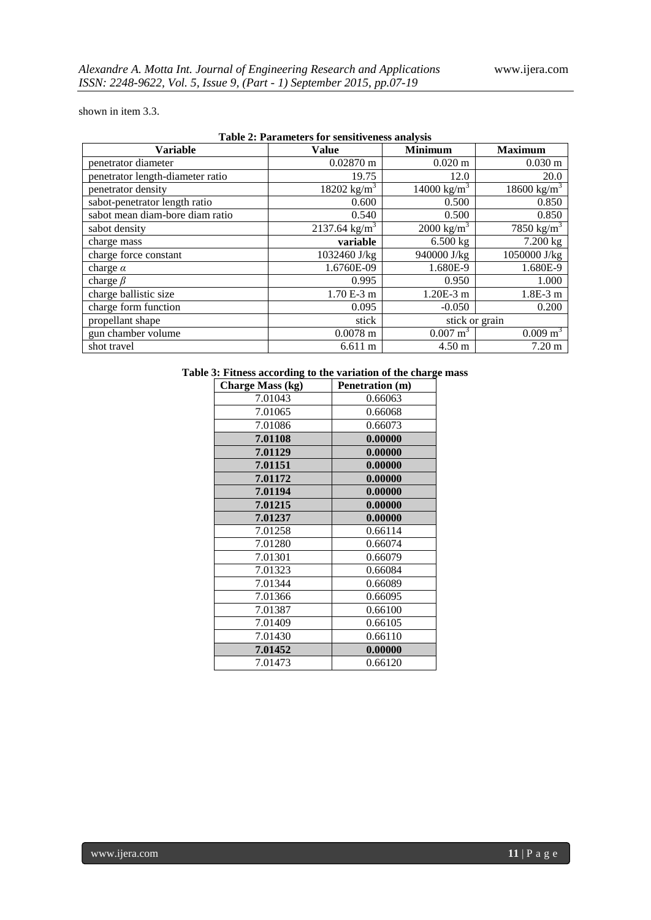shown in item 3.3.

**Table 2: Parameters for sensitiveness analysis**

| Variable | Value | Minimum | Maximum |
|---|---|---|---|
| penetrator diameter | 0.02870 m | 0.020 m | 0.030 m |
| penetrator length-diameter ratio | 19.75 | 12.0 | 20.0 |
| penetrator density | 18202 kg/m$^3$ | 14000 kg/m$^3$ | 18600 kg/m$^3$ |
| sabot-penetrator length ratio | 0.600 | 0.500 | 0.850 |
| sabot mean diam-bore diam ratio | 0.540 | 0.500 | 0.850 |
| sabot density | 2137.64 kg/m$^3$ | 2000 kg/m$^3$ | 7850 kg/m$^3$ |
| charge mass | **variable** | 6.500 kg | 7.200 kg |
| charge force constant | 1032460 J/kg | 940000 J/kg | 1050000 J/kg |
| charge $\alpha$ | 1.6760E-09 | 1.680E-9 | 1.680E-9 |
| charge $\beta$ | 0.995 | 0.950 | 1.000 |
| charge ballistic size | 1.70 E-3 m | 1.20E-3 m | 1.8E-3 m |
| charge form function | 0.095 | -0.050 | 0.200 |
| propellant shape | stick | stick or grain | |
| gun chamber volume | 0.0078 m | 0.007 m$^3$ | 0.009 m$^3$ |
| shot travel | 6.611 m | 4.50 m | 7.20 m |

**Table 3: Fitness according to the variation of the charge mass**

| Charge Mass (kg) | Penetration (m) |
|---|---|
| 7.01043 | 0.66063 |
| 7.01065 | 0.66068 |
| 7.01086 | 0.66073 |
| **7.01108** | **0.00000** |
| **7.01129** | **0.00000** |
| **7.01151** | **0.00000** |
| **7.01172** | **0.00000** |
| **7.01194** | **0.00000** |
| **7.01215** | **0.00000** |
| **7.01237** | **0.00000** |
| 7.01258 | 0.66114 |
| 7.01280 | 0.66074 |
| 7.01301 | 0.66079 |
| 7.01323 | 0.66084 |
| 7.01344 | 0.66089 |
| 7.01366 | 0.66095 |
| 7.01387 | 0.66100 |
| 7.01409 | 0.66105 |
| 7.01430 | 0.66110 |
| **7.01452** | **0.00000** |
| 7.01473 | 0.66120 |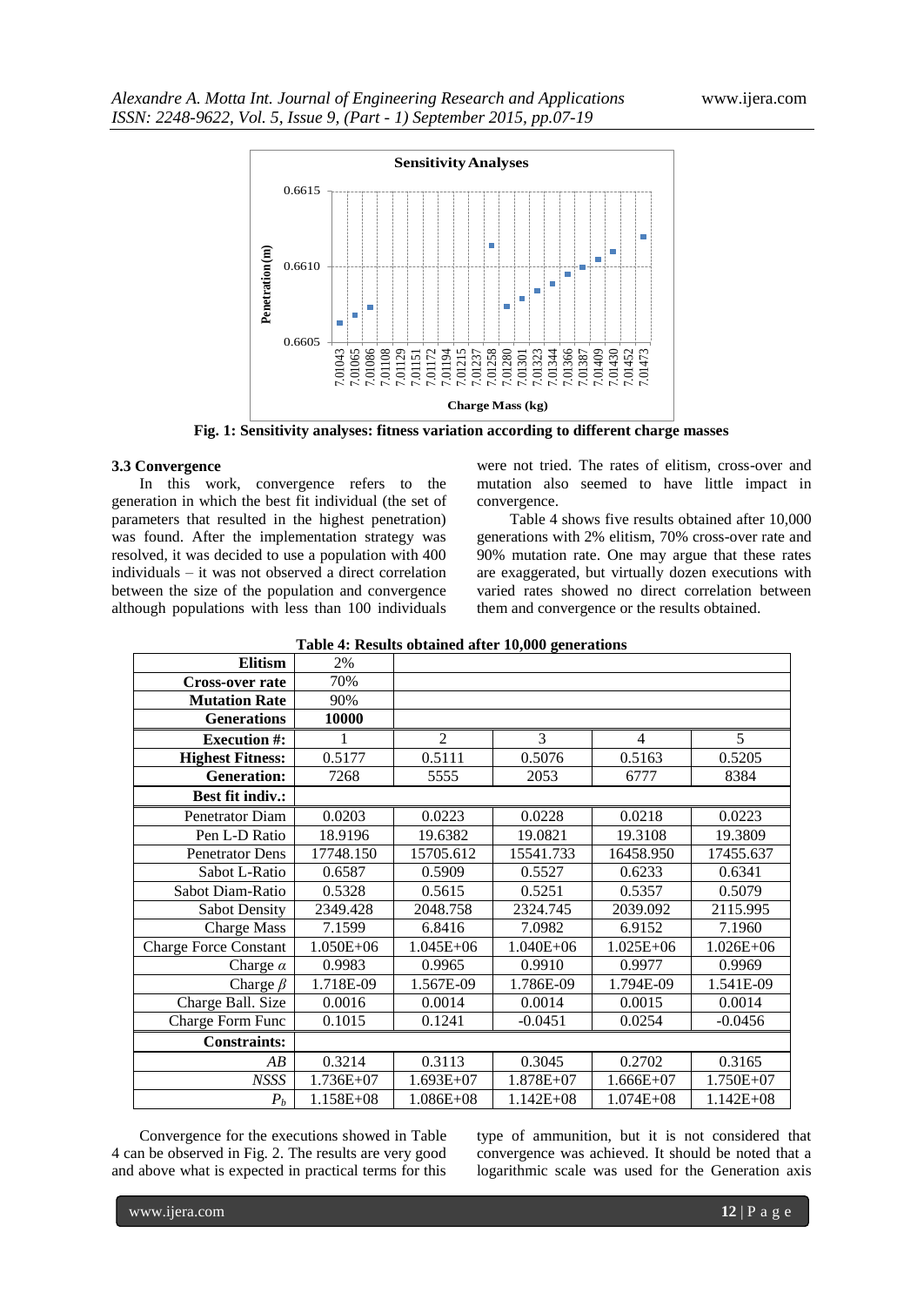Fig. 1: Sensitivity analyses: fitness variation according to different charge masses

### 3.3 Convergence

In this work, convergence refers to the generation in which the best fit individual (the set of parameters that resulted in the highest penetration) was found. After the implementation strategy was resolved, it was decided to use a population with 400 individuals – it was not observed a direct correlation between the size of the population and convergence although populations with less than 100 individuals were not tried. The rates of elitism, cross-over and mutation also seemed to have little impact in convergence.

Table 4 shows five results obtained after 10,000 generations with 2% elitism, 70% cross-over rate and 90% mutation rate. One may argue that these rates are exaggerated, but virtually dozen executions with varied rates showed no direct correlation between them and convergence or the results obtained.

**Table 4: Results obtained after 10,000 generations**

| **Elitism** | 2% | | | | |
|---|---|---|---|---|---|
| **Cross-over rate** | 70% | | | | |
| **Mutation Rate** | 90% | | | | |
| **Generations** | **10000** | | | | |
| **Execution #:** | 1 | 2 | 3 | 4 | 5 |
| **Highest Fitness:** | 0.5177 | 0.5111 | 0.5076 | 0.5163 | 0.5205 |
| **Generation:** | 7268 | 5555 | 2053 | 6777 | 8384 |
| **Best fit indiv.:** | | | | | |
| Penetrator Diam | 0.0203 | 0.0223 | 0.0228 | 0.0218 | 0.0223 |
| Pen L-D Ratio | 18.9196 | 19.6382 | 19.0821 | 19.3108 | 19.3809 |
| Penetrator Dens | 17748.150 | 15705.612 | 15541.733 | 16458.950 | 17455.637 |
| Sabot L-Ratio | 0.6587 | 0.5909 | 0.5527 | 0.6233 | 0.6341 |
| Sabot Diam-Ratio | 0.5328 | 0.5615 | 0.5251 | 0.5357 | 0.5079 |
| Sabot Density | 2349.428 | 2048.758 | 2324.745 | 2039.092 | 2115.995 |
| Charge Mass | 7.1599 | 6.8416 | 7.0982 | 6.9152 | 7.1960 |
| Charge Force Constant | 1.050E+06 | 1.045E+06 | 1.040E+06 | 1.025E+06 | 1.026E+06 |
| Charge $\alpha$ | 0.9983 | 0.9965 | 0.9910 | 0.9977 | 0.9969 |
| Charge $\beta$ | 1.718E-09 | 1.567E-09 | 1.786E-09 | 1.794E-09 | 1.541E-09 |
| Charge Ball. Size | 0.0016 | 0.0014 | 0.0014 | 0.0015 | 0.0014 |
| Charge Form Func | 0.1015 | 0.1241 | -0.0451 | 0.0254 | -0.0456 |
| **Constraints:** | | | | | |
| *AB* | 0.3214 | 0.3113 | 0.3045 | 0.2702 | 0.3165 |
| *NSSS* | 1.736E+07 | 1.693E+07 | 1.878E+07 | 1.666E+07 | 1.750E+07 |
| $P_b$ | 1.158E+08 | 1.086E+08 | 1.142E+08 | 1.074E+08 | 1.142E+08 |

Convergence for the executions showed in Table 4 can be observed in Fig. 2. The results are very good and above what is expected in practical terms for this type of ammunition, but it is not considered that convergence was achieved. It should be noted that a logarithmic scale was used for the Generation axis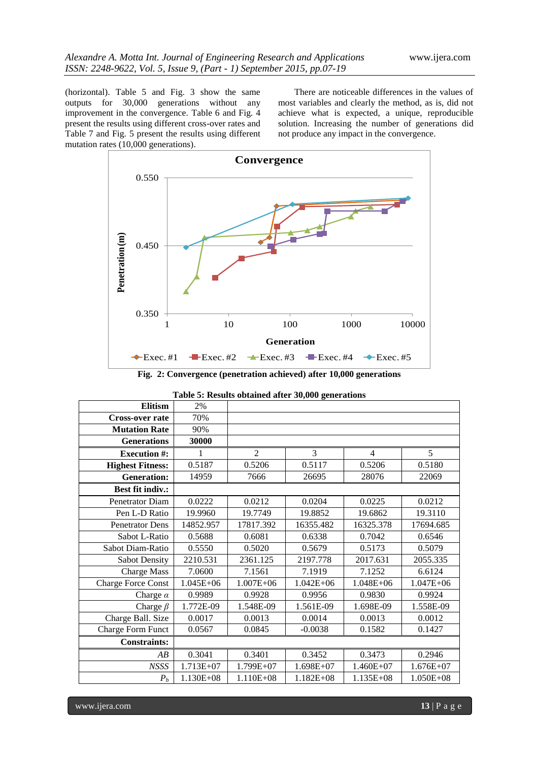(horizontal). Table 5 and Fig. 3 show the same outputs for 30,000 generations without any improvement in the convergence. Table 6 and Fig. 4 present the results using different cross-over rates and Table 7 and Fig. 5 present the results using different mutation rates (10,000 generations).

There are noticeable differences in the values of most variables and clearly the method, as is, did not achieve what is expected, a unique, reproducible solution. Increasing the number of generations did not produce any impact in the convergence.

**Fig. 2: Convergence (penetration achieved) after 10,000 generations**

**Table 5: Results obtained after 30,000 generations**

| **Elitism** | 2% | | | | |
|---:|:---:|:---:|:---:|:---:|:---:|
| **Cross-over rate** | 70% | | | | |
| **Mutation Rate** | 90% | | | | |
| **Generations** | **30000** | | | | |
| **Execution #:** | 1 | 2 | 3 | 4 | 5 |
| **Highest Fitness:** | 0.5187 | 0.5206 | 0.5117 | 0.5206 | 0.5180 |
| **Generation:** | 14959 | 7666 | 26695 | 28076 | 22069 |
| **Best fit indiv.:** | | | | | |
| Penetrator Diam | 0.0222 | 0.0212 | 0.0204 | 0.0225 | 0.0212 |
| Pen L-D Ratio | 19.9960 | 19.7749 | 19.8852 | 19.6862 | 19.3110 |
| Penetrator Dens | 14852.957 | 17817.392 | 16355.482 | 16325.378 | 17694.685 |
| Sabot L-Ratio | 0.5688 | 0.6081 | 0.6338 | 0.7042 | 0.6546 |
| Sabot Diam-Ratio | 0.5550 | 0.5020 | 0.5679 | 0.5173 | 0.5079 |
| Sabot Density | 2210.531 | 2361.125 | 2197.778 | 2017.631 | 2055.335 |
| Charge Mass | 7.0600 | 7.1561 | 7.1919 | 7.1252 | 6.6124 |
| Charge Force Const | 1.045E+06 | 1.007E+06 | 1.042E+06 | 1.048E+06 | 1.047E+06 |
| Charge $\alpha$ | 0.9989 | 0.9928 | 0.9956 | 0.9830 | 0.9924 |
| Charge $\beta$ | 1.772E-09 | 1.548E-09 | 1.561E-09 | 1.698E-09 | 1.558E-09 |
| Charge Ball. Size | 0.0017 | 0.0013 | 0.0014 | 0.0013 | 0.0012 |
| Charge Form Funct | 0.0567 | 0.0845 | -0.0038 | 0.1582 | 0.1427 |
| **Constraints:** | | | | | |
| *AB* | 0.3041 | 0.3401 | 0.3452 | 0.3473 | 0.2946 |
| *NSSS* | 1.713E+07 | 1.799E+07 | 1.698E+07 | 1.460E+07 | 1.676E+07 |
| $P_b$ | 1.130E+08 | 1.110E+08 | 1.182E+08 | 1.135E+08 | 1.050E+08 |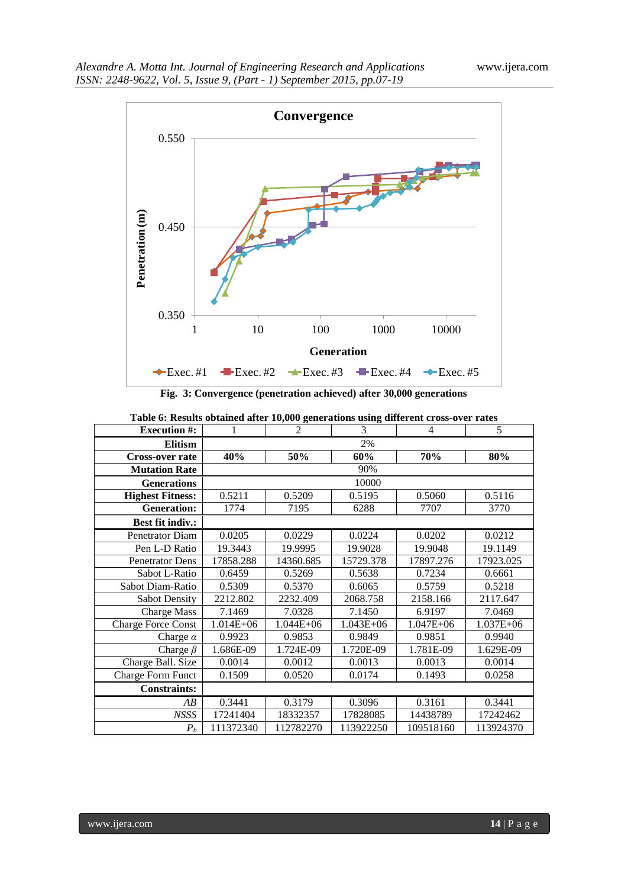Fig. 3: Convergence (penetration achieved) after 30,000 generations

**Table 6: Results obtained after 10,000 generations using different cross-over rates**

| **Execution #:** | 1 | 2 | 3 | 4 | 5 |
|---|---|---|---|---|---|
| **Elitism** | 2% | | | | |
| **Cross-over rate** | **40%** | **50%** | **60%** | **70%** | **80%** |
| **Mutation Rate** | 90% | | | | |
| **Generations** | 10000 | | | | |
| **Highest Fitness:** | 0.5211 | 0.5209 | 0.5195 | 0.5060 | 0.5116 |
| **Generation:** | 1774 | 7195 | 6288 | 7707 | 3770 |
| **Best fit indiv.:** | | | | | |
| Penetrator Diam | 0.0205 | 0.0229 | 0.0224 | 0.0202 | 0.0212 |
| Pen L-D Ratio | 19.3443 | 19.9995 | 19.9028 | 19.9048 | 19.1149 |
| Penetrator Dens | 17858.288 | 14360.685 | 15729.378 | 17897.276 | 17923.025 |
| Sabot L-Ratio | 0.6459 | 0.5269 | 0.5638 | 0.7234 | 0.6661 |
| Sabot Diam-Ratio | 0.5309 | 0.5370 | 0.6065 | 0.5759 | 0.5218 |
| Sabot Density | 2212.802 | 2232.409 | 2068.758 | 2158.166 | 2117.647 |
| Charge Mass | 7.1469 | 7.0328 | 7.1450 | 6.9197 | 7.0469 |
| Charge Force Const | 1.014E+06 | 1.044E+06 | 1.043E+06 | 1.047E+06 | 1.037E+06 |
| Charge $\alpha$ | 0.9923 | 0.9853 | 0.9849 | 0.9851 | 0.9940 |
| Charge $\beta$ | 1.686E-09 | 1.724E-09 | 1.720E-09 | 1.781E-09 | 1.629E-09 |
| Charge Ball. Size | 0.0014 | 0.0012 | 0.0013 | 0.0013 | 0.0014 |
| Charge Form Funct | 0.1509 | 0.0520 | 0.0174 | 0.1493 | 0.0258 |
| **Constraints:** | | | | | |
| *AB* | 0.3441 | 0.3179 | 0.3096 | 0.3161 | 0.3441 |
| *NSSS* | 17241404 | 18332357 | 17828085 | 14438789 | 17242462 |
| $P_b$ | 111372340 | 112782270 | 113922250 | 109518160 | 113924370 |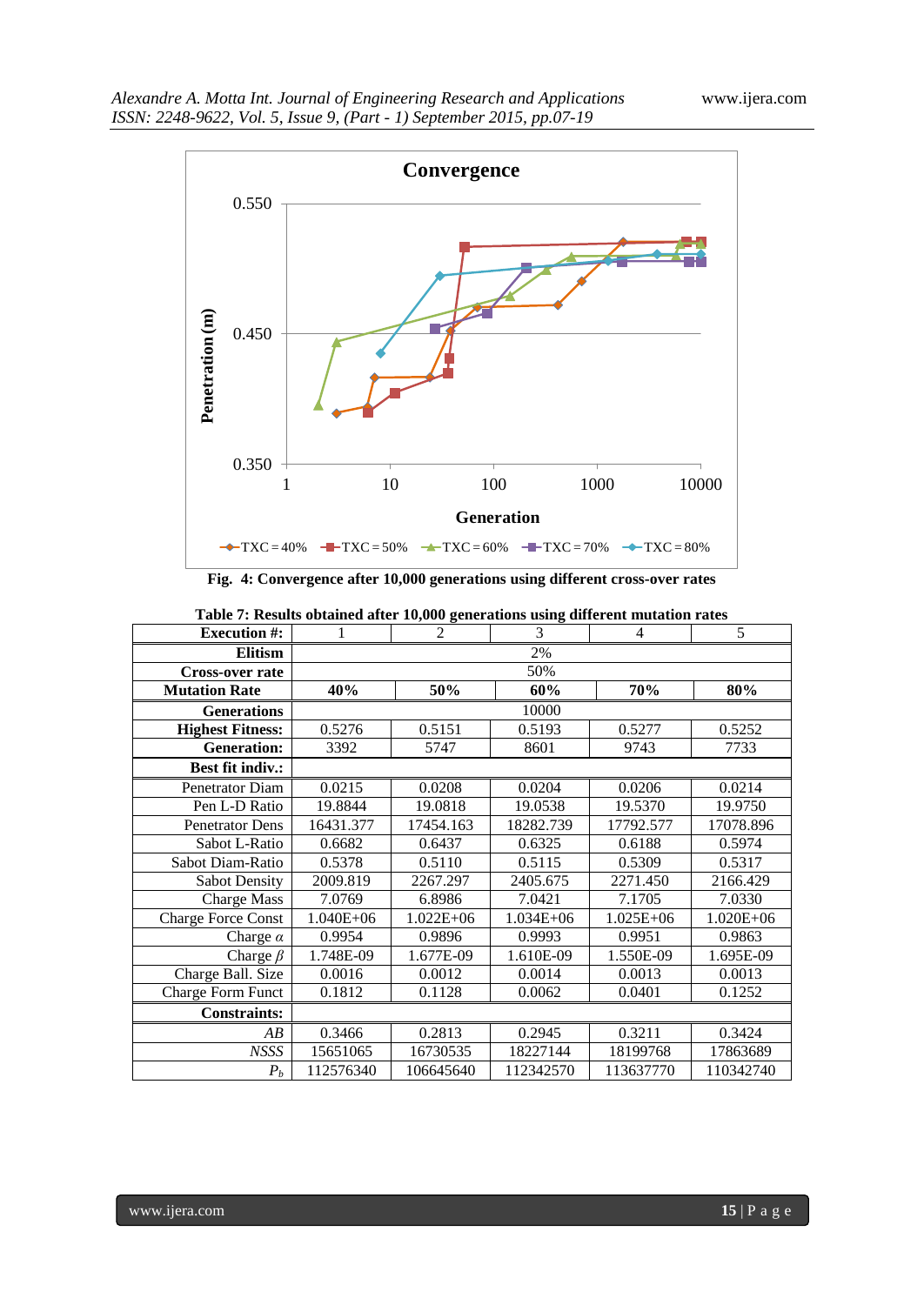Fig. 4: Convergence after 10,000 generations using different cross-over rates

**Table 7: Results obtained after 10,000 generations using different mutation rates**

| Execution #: | 1 | 2 | 3 | 4 | 5 |
|---:|---|---|---|---|---|
| **Elitism** | | | 2% | | |
| **Cross-over rate** | | | 50% | | |
| **Mutation Rate** | **40%** | **50%** | **60%** | **70%** | **80%** |
| **Generations** | | | 10000 | | |
| **Highest Fitness:** | 0.5276 | 0.5151 | 0.5193 | 0.5277 | 0.5252 |
| **Generation:** | 3392 | 5747 | 8601 | 9743 | 7733 |
| **Best fit indiv.:** | | | | | |
| Penetrator Diam | 0.0215 | 0.0208 | 0.0204 | 0.0206 | 0.0214 |
| Pen L-D Ratio | 19.8844 | 19.0818 | 19.0538 | 19.5370 | 19.9750 |
| Penetrator Dens | 16431.377 | 17454.163 | 18282.739 | 17792.577 | 17078.896 |
| Sabot L-Ratio | 0.6682 | 0.6437 | 0.6325 | 0.6188 | 0.5974 |
| Sabot Diam-Ratio | 0.5378 | 0.5110 | 0.5115 | 0.5309 | 0.5317 |
| Sabot Density | 2009.819 | 2267.297 | 2405.675 | 2271.450 | 2166.429 |
| Charge Mass | 7.0769 | 6.8986 | 7.0421 | 7.1705 | 7.0330 |
| Charge Force Const | 1.040E+06 | 1.022E+06 | 1.034E+06 | 1.025E+06 | 1.020E+06 |
| Charge $\alpha$ | 0.9954 | 0.9896 | 0.9993 | 0.9951 | 0.9863 |
| Charge $\beta$ | 1.748E-09 | 1.677E-09 | 1.610E-09 | 1.550E-09 | 1.695E-09 |
| Charge Ball. Size | 0.0016 | 0.0012 | 0.0014 | 0.0013 | 0.0013 |
| Charge Form Funct | 0.1812 | 0.1128 | 0.0062 | 0.0401 | 0.1252 |
| **Constraints:** | | | | | |
| *AB* | 0.3466 | 0.2813 | 0.2945 | 0.3211 | 0.3424 |
| *NSSS* | 15651065 | 16730535 | 18227144 | 18199768 | 17863689 |
| $P_b$ | 112576340 | 106645640 | 112342570 | 113637770 | 110342740 |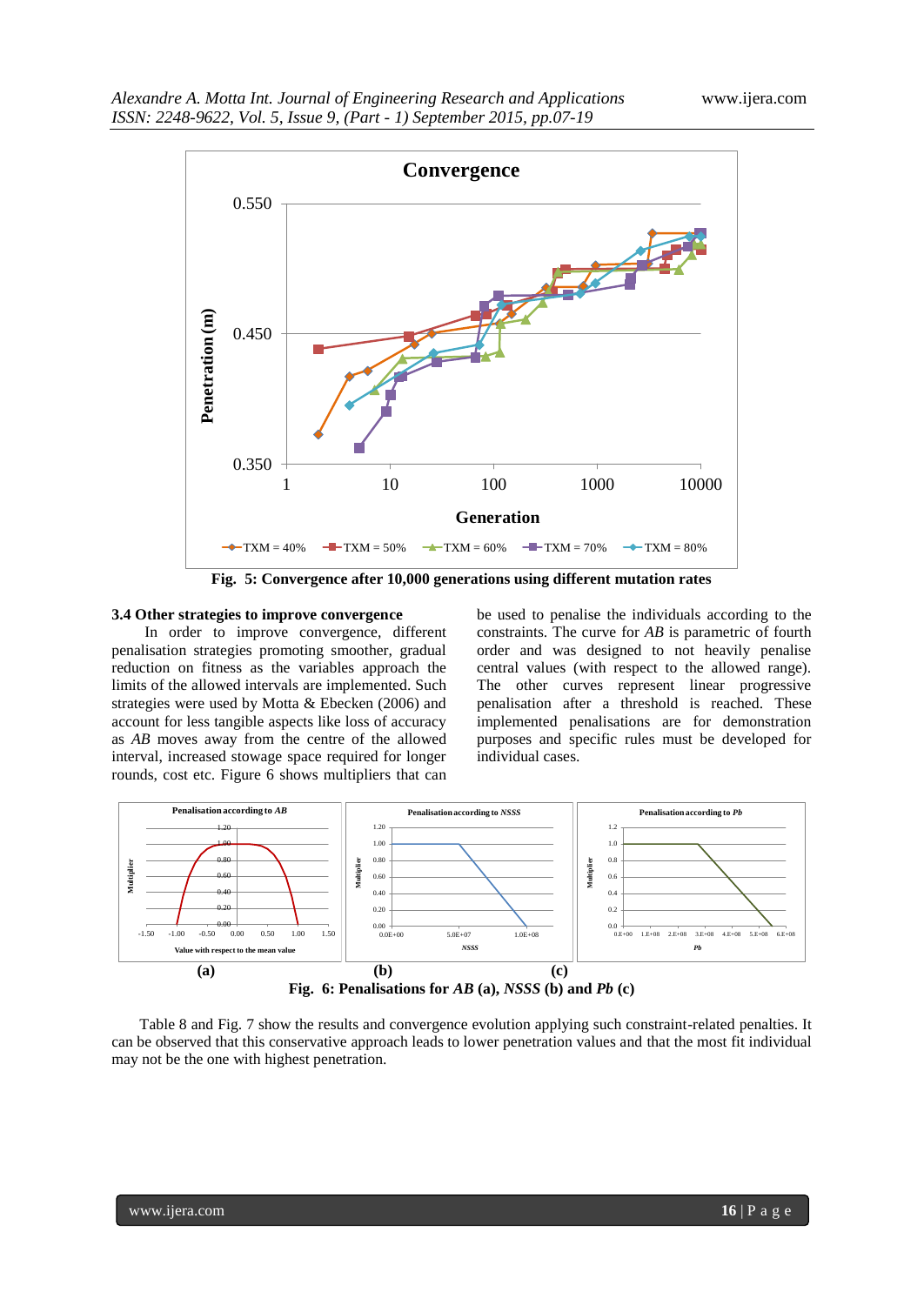Fig. 5: Convergence after 10,000 generations using different mutation rates

### 3.4 Other strategies to improve convergence

In order to improve convergence, different penalisation strategies promoting smoother, gradual reduction on fitness as the variables approach the limits of the allowed intervals are implemented. Such strategies were used by Motta & Ebecken (2006) and account for less tangible aspects like loss of accuracy as *AB* moves away from the centre of the allowed interval, increased stowage space required for longer rounds, cost etc. Figure 6 shows multipliers that can be used to penalise the individuals according to the constraints. The curve for *AB* is parametric of fourth order and was designed to not heavily penalise central values (with respect to the allowed range). The other curves represent linear progressive penalisation after a threshold is reached. These implemented penalisations are for demonstration purposes and specific rules must be developed for individual cases.

**(a)** **(b)** **(c)**

**Fig. 6: Penalisations for *AB* (a), *NSSS* (b) and *Pb* (c)**

Table 8 and Fig. 7 show the results and convergence evolution applying such constraint-related penalties. It can be observed that this conservative approach leads to lower penetration values and that the most fit individual may not be the one with highest penetration.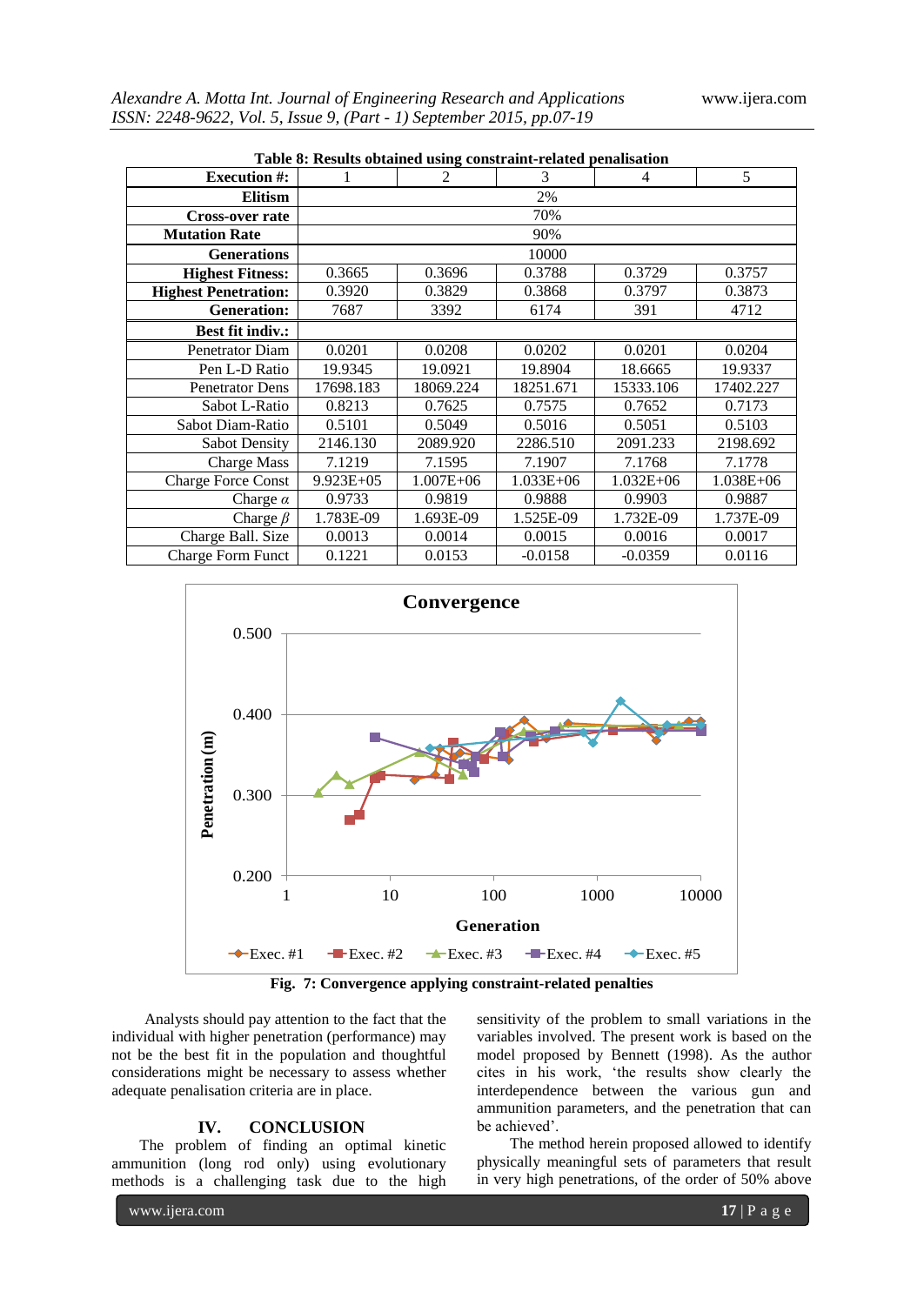**Table 8: Results obtained using constraint-related penalisation**

| Execution #: | 1 | 2 | 3 | 4 | 5 |
|---|---|---|---|---|---|
| **Elitism** | 2% | | | | |
| **Cross-over rate** | 70% | | | | |
| **Mutation Rate** | 90% | | | | |
| **Generations** | 10000 | | | | |
| **Highest Fitness:** | 0.3665 | 0.3696 | 0.3788 | 0.3729 | 0.3757 |
| **Highest Penetration:** | 0.3920 | 0.3829 | 0.3868 | 0.3797 | 0.3873 |
| **Generation:** | 7687 | 3392 | 6174 | 391 | 4712 |
| **Best fit indiv.:** | | | | | |
| Penetrator Diam | 0.0201 | 0.0208 | 0.0202 | 0.0201 | 0.0204 |
| Pen L-D Ratio | 19.9345 | 19.0921 | 19.8904 | 18.6665 | 19.9337 |
| Penetrator Dens | 17698.183 | 18069.224 | 18251.671 | 15333.106 | 17402.227 |
| Sabot L-Ratio | 0.8213 | 0.7625 | 0.7575 | 0.7652 | 0.7173 |
| Sabot Diam-Ratio | 0.5101 | 0.5049 | 0.5016 | 0.5051 | 0.5103 |
| Sabot Density | 2146.130 | 2089.920 | 2286.510 | 2091.233 | 2198.692 |
| Charge Mass | 7.1219 | 7.1595 | 7.1907 | 7.1768 | 7.1778 |
| Charge Force Const | 9.923E+05 | 1.007E+06 | 1.033E+06 | 1.032E+06 | 1.038E+06 |
| Charge $\alpha$ | 0.9733 | 0.9819 | 0.9888 | 0.9903 | 0.9887 |
| Charge $\beta$ | 1.783E-09 | 1.693E-09 | 1.525E-09 | 1.732E-09 | 1.737E-09 |
| Charge Ball. Size | 0.0013 | 0.0014 | 0.0015 | 0.0016 | 0.0017 |
| Charge Form Funct | 0.1221 | 0.0153 | -0.0158 | -0.0359 | 0.0116 |

**Fig. 7: Convergence applying constraint-related penalties**

Analysts should pay attention to the fact that the individual with higher penetration (performance) may not be the best fit in the population and thoughtful considerations might be necessary to assess whether adequate penalisation criteria are in place.

## IV. CONCLUSION

The problem of finding an optimal kinetic ammunition (long rod only) using evolutionary methods is a challenging task due to the high sensitivity of the problem to small variations in the variables involved. The present work is based on the model proposed by Bennett (1998). As the author cites in his work, 'the results show clearly the interdependence between the various gun and ammunition parameters, and the penetration that can be achieved'.

The method herein proposed allowed to identify physically meaningful sets of parameters that result in very high penetrations, of the order of 50% above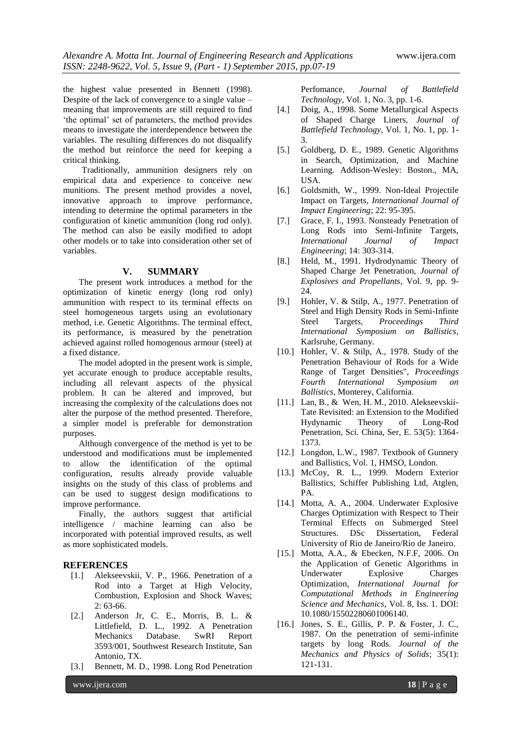the highest value presented in Bennett (1998). Despite of the lack of convergence to a single value – meaning that improvements are still required to find 'the optimal' set of parameters, the method provides means to investigate the interdependence between the variables. The resulting differences do not disqualify the method but reinforce the need for keeping a critical thinking.

Traditionally, ammunition designers rely on empirical data and experience to conceive new munitions. The present method provides a novel, innovative approach to improve performance, intending to determine the optimal parameters in the configuration of kinetic ammunition (long rod only). The method can also be easily modified to adopt other models or to take into consideration other set of variables.

## V. SUMMARY

The present work introduces a method for the optimization of kinetic energy (long rod only) ammunition with respect to its terminal effects on steel homogeneous targets using an evolutionary method, i.e. Genetic Algorithms. The terminal effect, its performance, is measured by the penetration achieved against rolled homogenous armour (steel) at a fixed distance.

The model adopted in the present work is simple, yet accurate enough to produce acceptable results, including all relevant aspects of the physical problem. It can be altered and improved, but increasing the complexity of the calculations does not alter the purpose of the method presented. Therefore, a simpler model is preferable for demonstration purposes.

Although convergence of the method is yet to be understood and modifications must be implemented to allow the identification of the optimal configuration, results already provide valuable insights on the study of this class of problems and can be used to suggest design modifications to improve performance.

Finally, the authors suggest that artificial intelligence / machine learning can also be incorporated with potential improved results, as well as more sophisticated models.

## REFERENCES

[1.] Alekseevskii, V. P., 1966. Penetration of a Rod into a Target at High Velocity, Combustion, Explosion and Shock Waves; 2: 63-66.

[2.] Anderson Jr, C. E., Morris, B. L. & Littlefield, D. L., 1992. A Penetration Mechanics Database. SwRI Report 3593/001, Southwest Research Institute, San Antonio, TX.

[3.] Bennett, M. D., 1998. Long Rod Penetration Perfomance, *Journal of Battlefield Technology*, Vol. 1, No. 3, pp. 1-6.

[4.] Doig, A., 1998. Some Metallurgical Aspects of Shaped Charge Liners, *Journal of Battlefield Technology*, Vol. 1, No. 1, pp. 1-3.

[5.] Goldberg, D. E., 1989. Genetic Algorithms in Search, Optimization, and Machine Learning. Addison-Wesley: Boston., MA, USA.

[6.] Goldsmith, W., 1999. Non-Ideal Projectile Impact on Targets, *International Journal of Impact Engineering*; 22: 95-395.

[7.] Grace, F. I., 1993. Nonsteady Penetration of Long Rods into Semi-Infinite Targets, *International Journal of Impact Engineering*; 14: 303-314.

[8.] Held, M., 1991. Hydrodynamic Theory of Shaped Charge Jet Penetration, *Journal of Explosives and Propellants*, Vol. 9, pp. 9-24.

[9.] Hohler, V. & Stilp, A., 1977. Penetration of Steel and High Density Rods in Semi-Infinte Steel Targets, *Proceedings Third International Symposium on Ballistics*, Karlsruhe, Germany.

[10.] Hohler, V. & Stilp, A., 1978. Study of the Penetration Behaviour of Rods for a Wide Range of Target Densities", *Proceedings Fourth International Symposium on Ballistics*, Monterey, California.

[11.] Lan, B., & Wen, H. M., 2010. Alekseevskii-Tate Revisited: an Extension to the Modified Hydynamic Theory of Long-Rod Penetration, Sci. China, Ser, E. 53(5): 1364-1373.

[12.] Longdon, L.W., 1987. Textbook of Gunnery and Ballistics, Vol. 1, HMSO, London.

[13.] McCoy, R. L., 1999. Modern Exterior Ballistics, Schiffer Publishing Ltd, Atglen, PA.

[14.] Motta, A. A., 2004. Underwater Explosive Charges Optimization with Respect to Their Terminal Effects on Submerged Steel Structures. DSc Dissertation, Federal University of Rio de Janeiro/Rio de Janeiro.

[15.] Motta, A.A., & Ebecken, N.F.F, 2006. On the Application of Genetic Algorithms in Underwater Explosive Charges Optimization, *International Journal for Computational Methods in Engineering Science and Mechanics*, Vol. 8, Iss. 1. DOI: 10.1080/15502280601006140.

[16.] Jones, S. E., Gillis, P. P. & Foster, J. C., 1987. On the penetration of semi-infinite targets by long Rods. *Journal of the Mechanics and Physics of Solids*; 35(1): 121-131.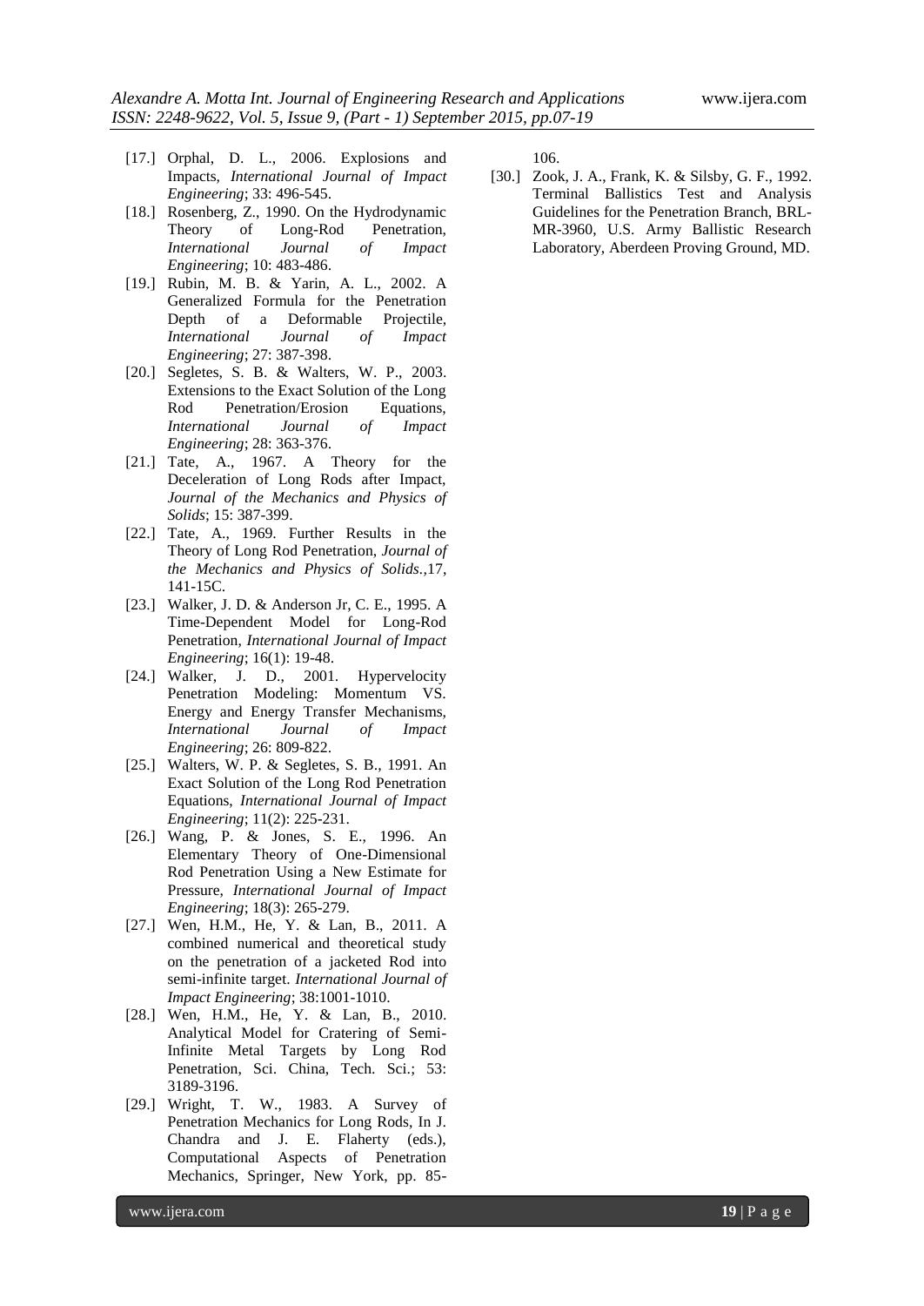- [17.] Orphal, D. L., 2006. Explosions and Impacts, *International Journal of Impact Engineering*; 33: 496-545.
- [18.] Rosenberg, Z., 1990. On the Hydrodynamic Theory of Long-Rod Penetration, *International Journal of Impact Engineering*; 10: 483-486.
- [19.] Rubin, M. B. & Yarin, A. L., 2002. A Generalized Formula for the Penetration Depth of a Deformable Projectile, *International Journal of Impact Engineering*; 27: 387-398.
- [20.] Segletes, S. B. & Walters, W. P., 2003. Extensions to the Exact Solution of the Long Rod Penetration/Erosion Equations, *International Journal of Impact Engineering*; 28: 363-376.
- [21.] Tate, A., 1967. A Theory for the Deceleration of Long Rods after Impact, *Journal of the Mechanics and Physics of Solids*; 15: 387-399.
- [22.] Tate, A., 1969. Further Results in the Theory of Long Rod Penetration, *Journal of the Mechanics and Physics of Solids.*,17, 141-15C.
- [23.] Walker, J. D. & Anderson Jr, C. E., 1995. A Time-Dependent Model for Long-Rod Penetration, *International Journal of Impact Engineering*; 16(1): 19-48.
- [24.] Walker, J. D., 2001. Hypervelocity Penetration Modeling: Momentum VS. Energy and Energy Transfer Mechanisms, *International Journal of Impact Engineering*; 26: 809-822.
- [25.] Walters, W. P. & Segletes, S. B., 1991. An Exact Solution of the Long Rod Penetration Equations, *International Journal of Impact Engineering*; 11(2): 225-231.
- [26.] Wang, P. & Jones, S. E., 1996. An Elementary Theory of One-Dimensional Rod Penetration Using a New Estimate for Pressure, *International Journal of Impact Engineering*; 18(3): 265-279.
- [27.] Wen, H.M., He, Y. & Lan, B., 2011. A combined numerical and theoretical study on the penetration of a jacketed Rod into semi-infinite target. *International Journal of Impact Engineering*; 38:1001-1010.
- [28.] Wen, H.M., He, Y. & Lan, B., 2010. Analytical Model for Cratering of Semi-Infinite Metal Targets by Long Rod Penetration, Sci. China, Tech. Sci.; 53: 3189-3196.
- [29.] Wright, T. W., 1983. A Survey of Penetration Mechanics for Long Rods, In J. Chandra and J. E. Flaherty (eds.), Computational Aspects of Penetration Mechanics, Springer, New York, pp. 85-106.
- [30.] Zook, J. A., Frank, K. & Silsby, G. F., 1992. Terminal Ballistics Test and Analysis Guidelines for the Penetration Branch, BRL-MR-3960, U.S. Army Ballistic Research Laboratory, Aberdeen Proving Ground, MD.